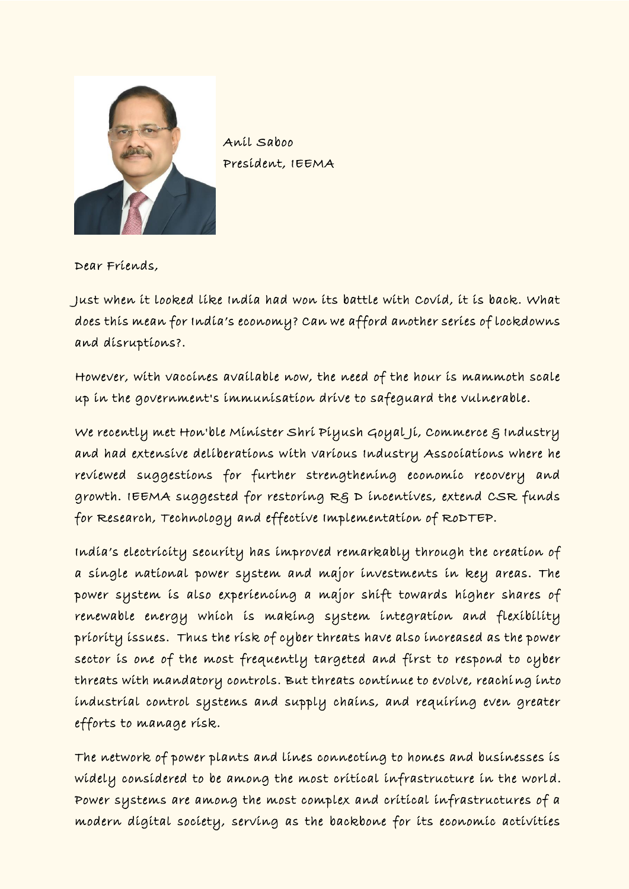Anil Saboo
President, IEEMA

Dear Friends,

Just when it looked like India had won its battle with Covid, it is back. What does this mean for India's economy? Can we afford another series of lockdowns and disruptions?.

However, with vaccines available now, the need of the hour is mammoth scale up in the government's immunisation drive to safeguard the vulnerable.

We recently met Hon'ble Minister Shri Piyush Goyal Ji, Commerce & Industry and had extensive deliberations with various Industry Associations where he reviewed suggestions for further strengthening economic recovery and growth. IEEMA suggested for restoring R& D incentives, extend CSR funds for Research, Technology and effective Implementation of RoDTEP.

India's electricity security has improved remarkably through the creation of a single national power system and major investments in key areas. The power system is also experiencing a major shift towards higher shares of renewable energy which is making system integration and flexibility priority issues. Thus the risk of cyber threats have also increased as the power sector is one of the most frequently targeted and first to respond to cyber threats with mandatory controls. But threats continue to evolve, reaching into industrial control systems and supply chains, and requiring even greater efforts to manage risk.

The network of power plants and lines connecting to homes and businesses is widely considered to be among the most critical infrastructure in the world. Power systems are among the most complex and critical infrastructures of a modern digital society, serving as the backbone for its economic activities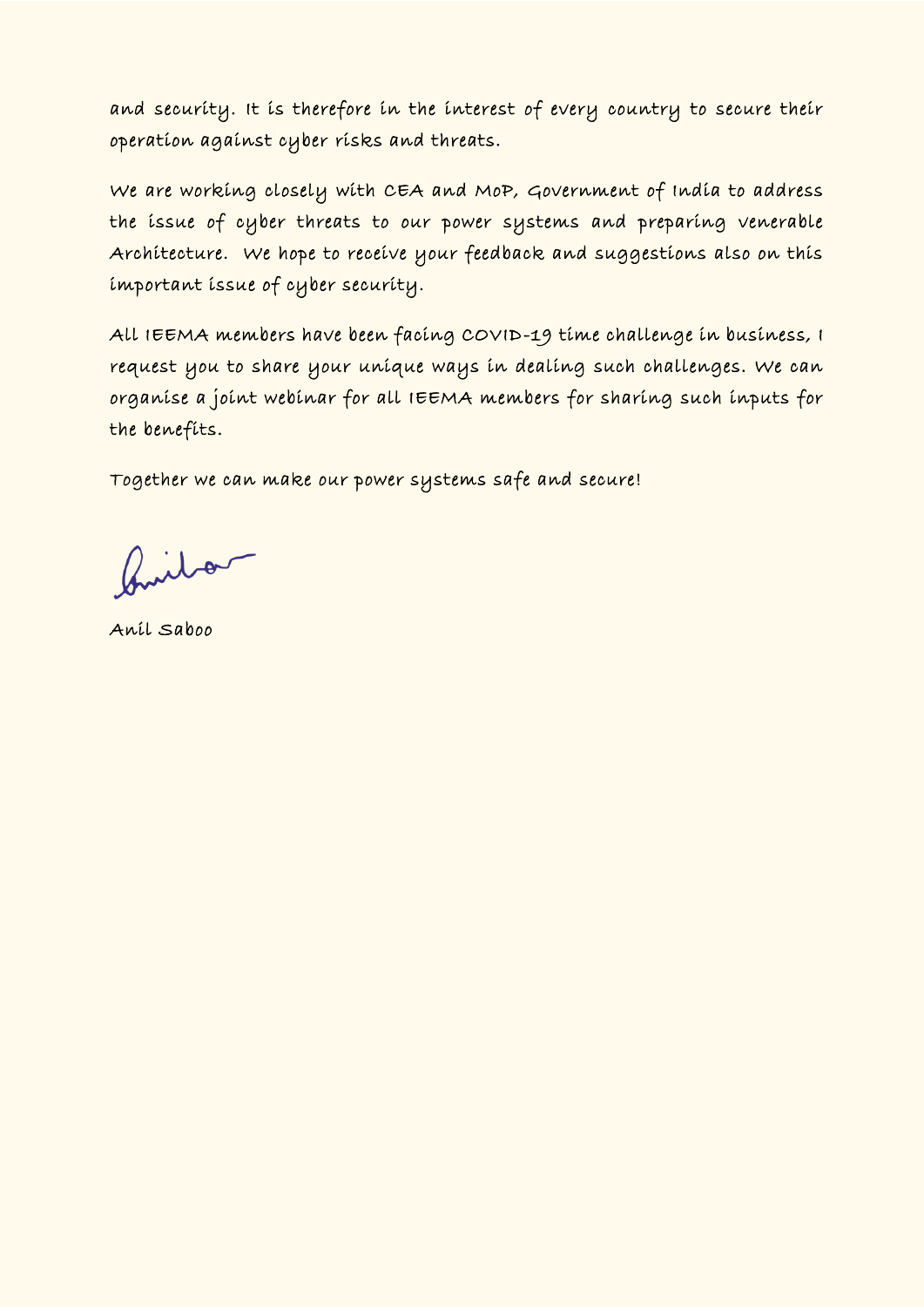and security. It is therefore in the interest of every country to secure their operation against cyber risks and threats.

We are working closely with CEA and MoP, Government of India to address the issue of cyber threats to our power systems and preparing venerable Architecture. We hope to receive your feedback and suggestions also on this important issue of cyber security.

All IEEMA members have been facing COVID-19 time challenge in business, I request you to share your unique ways in dealing such challenges. We can organise a joint webinar for all IEEMA members for sharing such inputs for the benefits.

Together we can make our power systems safe and secure!

Anil Saboo